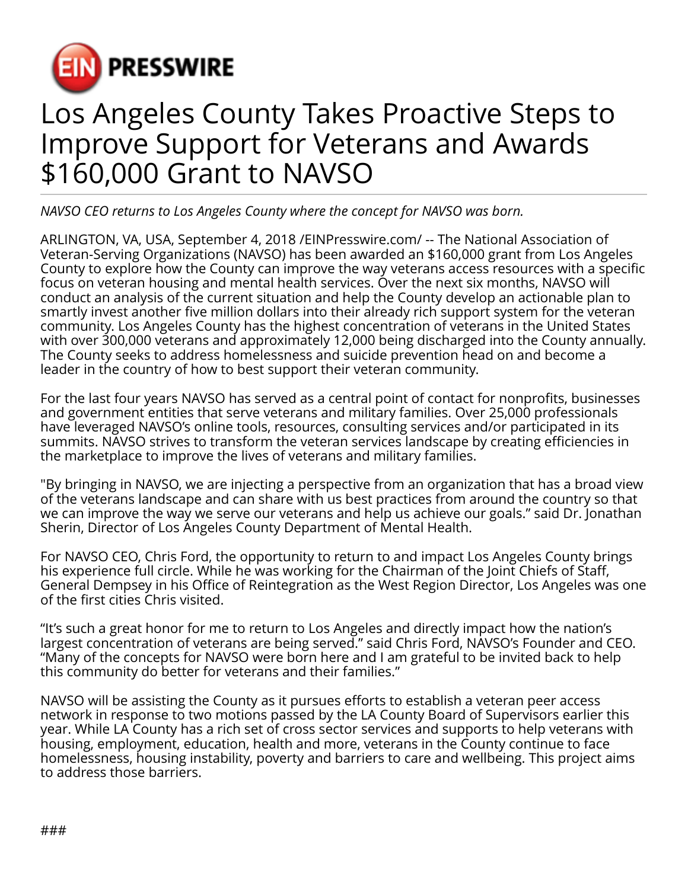EIN PRESSWIRE

# Los Angeles County Takes Proactive Steps to Improve Support for Veterans and Awards $160,000 Grant to NAVSO

*NAVSO CEO returns to Los Angeles County where the concept for NAVSO was born.*

ARLINGTON, VA, USA, September 4, 2018 /EINPresswire.com/ -- The National Association of Veteran-Serving Organizations (NAVSO) has been awarded an $160,000 grant from Los Angeles County to explore how the County can improve the way veterans access resources with a specific focus on veteran housing and mental health services. Over the next six months, NAVSO will conduct an analysis of the current situation and help the County develop an actionable plan to smartly invest another five million dollars into their already rich support system for the veteran community. Los Angeles County has the highest concentration of veterans in the United States with over 300,000 veterans and approximately 12,000 being discharged into the County annually. The County seeks to address homelessness and suicide prevention head on and become a leader in the country of how to best support their veteran community.

For the last four years NAVSO has served as a central point of contact for nonprofits, businesses and government entities that serve veterans and military families. Over 25,000 professionals have leveraged NAVSO's online tools, resources, consulting services and/or participated in its summits. NAVSO strives to transform the veteran services landscape by creating efficiencies in the marketplace to improve the lives of veterans and military families.

"By bringing in NAVSO, we are injecting a perspective from an organization that has a broad view of the veterans landscape and can share with us best practices from around the country so that we can improve the way we serve our veterans and help us achieve our goals." said Dr. Jonathan Sherin, Director of Los Angeles County Department of Mental Health.

For NAVSO CEO, Chris Ford, the opportunity to return to and impact Los Angeles County brings his experience full circle. While he was working for the Chairman of the Joint Chiefs of Staff, General Dempsey in his Office of Reintegration as the West Region Director, Los Angeles was one of the first cities Chris visited.

"It's such a great honor for me to return to Los Angeles and directly impact how the nation's largest concentration of veterans are being served." said Chris Ford, NAVSO's Founder and CEO. "Many of the concepts for NAVSO were born here and I am grateful to be invited back to help this community do better for veterans and their families."

NAVSO will be assisting the County as it pursues efforts to establish a veteran peer access network in response to two motions passed by the LA County Board of Supervisors earlier this year. While LA County has a rich set of cross sector services and supports to help veterans with housing, employment, education, health and more, veterans in the County continue to face homelessness, housing instability, poverty and barriers to care and wellbeing. This project aims to address those barriers.

###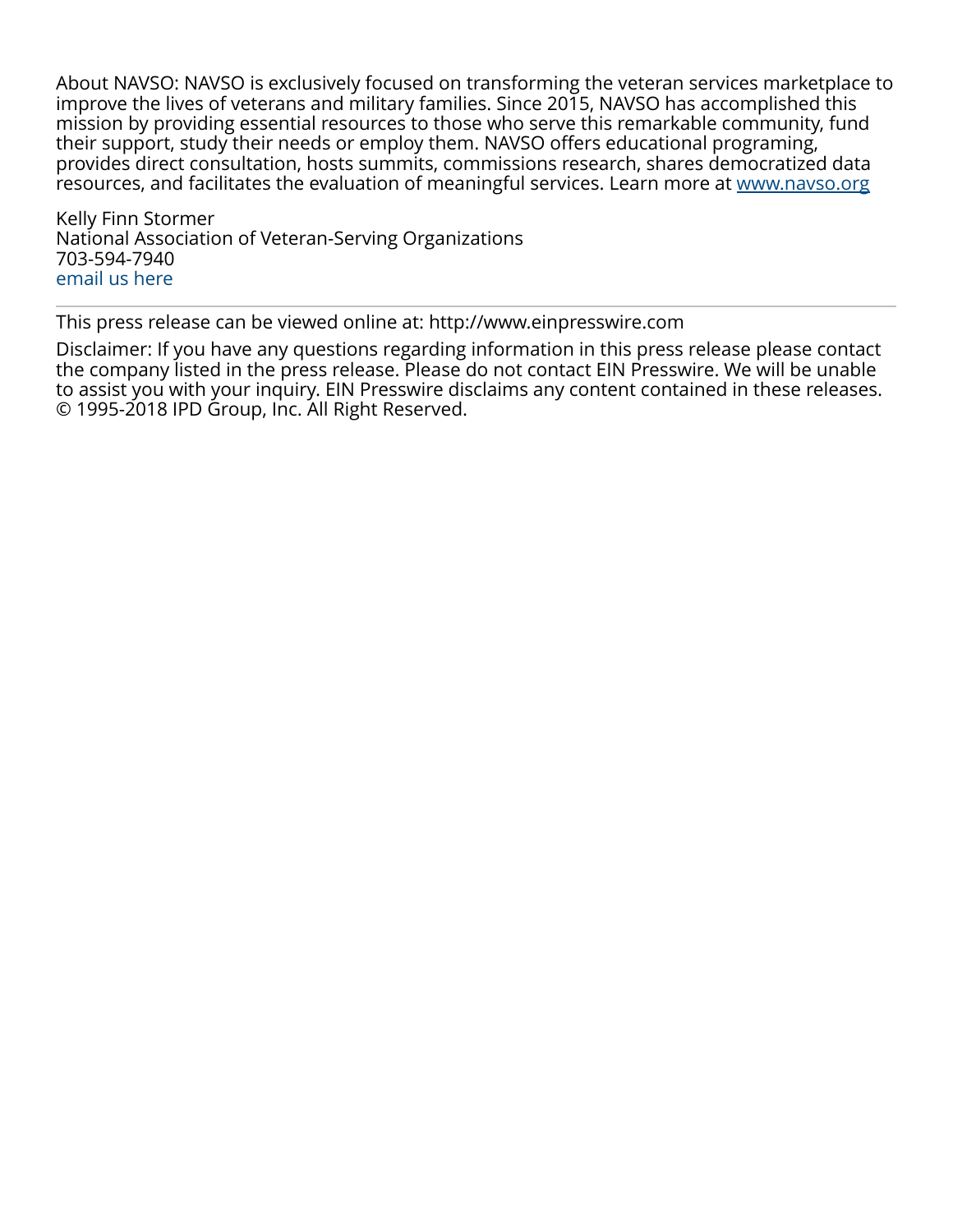About NAVSO: NAVSO is exclusively focused on transforming the veteran services marketplace to improve the lives of veterans and military families. Since 2015, NAVSO has accomplished this mission by providing essential resources to those who serve this remarkable community, fund their support, study their needs or employ them. NAVSO offers educational programing, provides direct consultation, hosts summits, commissions research, shares democratized data resources, and facilitates the evaluation of meaningful services. Learn more at [www.navso.org](http://www.navso.org)

Kelly Finn Stormer
National Association of Veteran-Serving Organizations
703-594-7940
email us here

---

This press release can be viewed online at: http://www.einpresswire.com

Disclaimer: If you have any questions regarding information in this press release please contact the company listed in the press release. Please do not contact EIN Presswire. We will be unable to assist you with your inquiry. EIN Presswire disclaims any content contained in these releases. © 1995-2018 IPD Group, Inc. All Right Reserved.